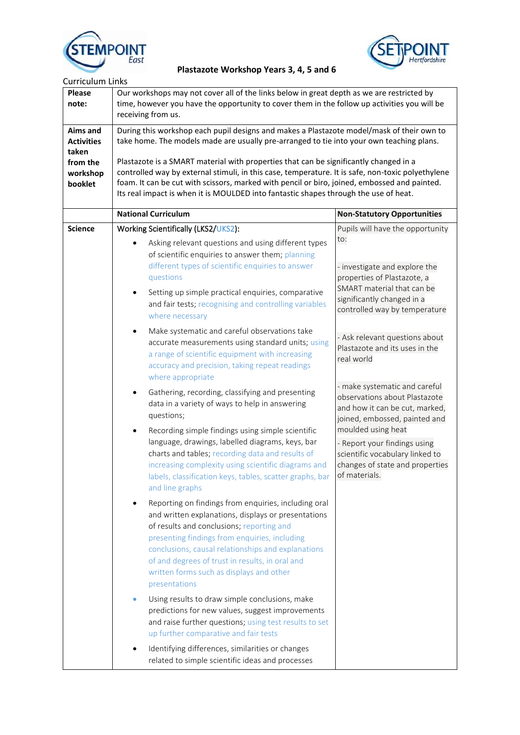# Plastazote Workshop Years 3, 4, 5 and 6

Curriculum Links

| | | |
|---|---|---|
| **Please note:** | Our workshops may not cover all of the links below in great depth as we are restricted by time, however you have the opportunity to cover them in the follow up activities you will be receiving from us. | |
| **Aims and Activities taken from the workshop booklet** | During this workshop each pupil designs and makes a Plastazote model/mask of their own to take home. The models made are usually pre-arranged to tie into your own teaching plans.<br><br>Plastazote is a SMART material with properties that can be significantly changed in a controlled way by external stimuli, in this case, temperature. It is safe, non-toxic polyethylene foam. It can be cut with scissors, marked with pencil or biro, joined, embossed and painted. Its real impact is when it is MOULDED into fantastic shapes through the use of heat. | |
| | **National Curriculum** | **Non-Statutory Opportunities** |
| **Science** | Working Scientifically (LKS2/UKS2):<br>• Asking relevant questions and using different types of scientific enquiries to answer them; planning different types of scientific enquiries to answer questions<br>• Setting up simple practical enquiries, comparative and fair tests; recognising and controlling variables where necessary<br>• Make systematic and careful observations take accurate measurements using standard units; using a range of scientific equipment with increasing accuracy and precision, taking repeat readings where appropriate<br>• Gathering, recording, classifying and presenting data in a variety of ways to help in answering questions;<br>• Recording simple findings using simple scientific language, drawings, labelled diagrams, keys, bar charts and tables; recording data and results of increasing complexity using scientific diagrams and labels, classification keys, tables, scatter graphs, bar and line graphs<br>• Reporting on findings from enquiries, including oral and written explanations, displays or presentations of results and conclusions; reporting and presenting findings from enquiries, including conclusions, causal relationships and explanations of and degrees of trust in results, in oral and written forms such as displays and other presentations<br>• Using results to draw simple conclusions, make predictions for new values, suggest improvements and raise further questions; using test results to set up further comparative and fair tests<br>• Identifying differences, similarities or changes related to simple scientific ideas and processes | Pupils will have the opportunity to:<br><br>- investigate and explore the properties of Plastazote, a SMART material that can be significantly changed in a controlled way by temperature<br><br>- Ask relevant questions about Plastazote and its uses in the real world<br><br>- make systematic and careful observations about Plastazote and how it can be cut, marked, joined, embossed, painted and moulded using heat<br><br>- Report your findings using scientific vocabulary linked to changes of state and properties of materials. |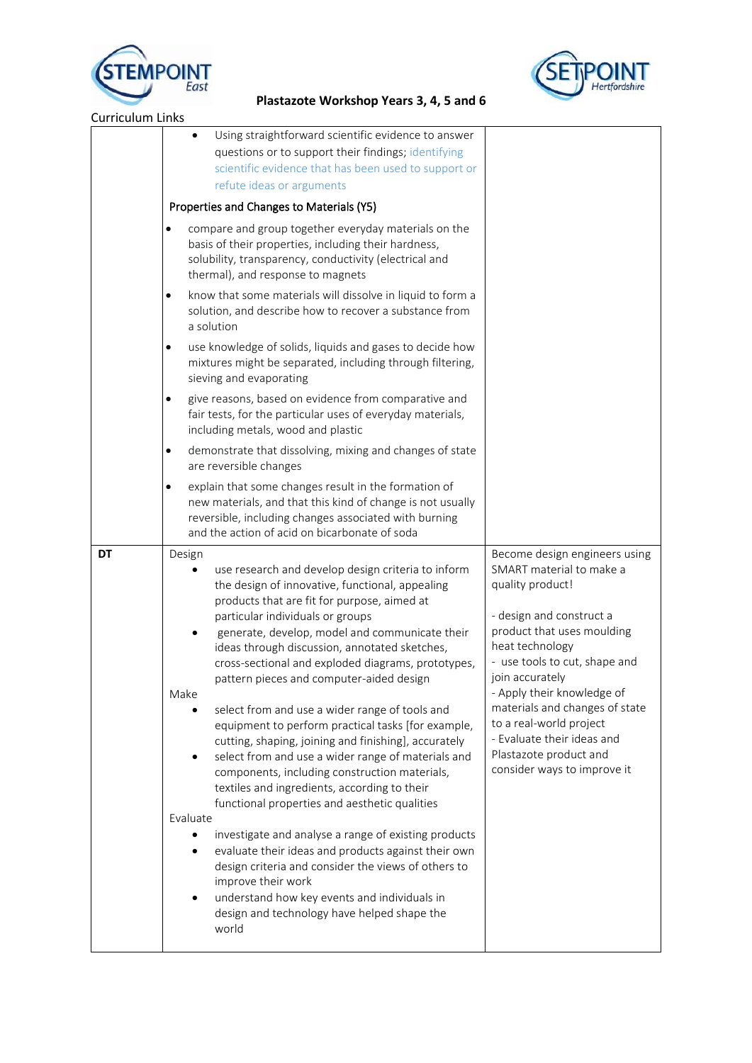**Plastazote Workshop Years 3, 4, 5 and 6**

Curriculum Links

| | | |
|---|---|---|
| | • Using straightforward scientific evidence to answer questions or to support their findings; identifying scientific evidence that has been used to support or refute ideas or arguments<br><br>Properties and Changes to Materials (Y5)<br>• compare and group together everyday materials on the basis of their properties, including their hardness, solubility, transparency, conductivity (electrical and thermal), and response to magnets<br>• know that some materials will dissolve in liquid to form a solution, and describe how to recover a substance from a solution<br>• use knowledge of solids, liquids and gases to decide how mixtures might be separated, including through filtering, sieving and evaporating<br>• give reasons, based on evidence from comparative and fair tests, for the particular uses of everyday materials, including metals, wood and plastic<br>• demonstrate that dissolving, mixing and changes of state are reversible changes<br>• explain that some changes result in the formation of new materials, and that this kind of change is not usually reversible, including changes associated with burning and the action of acid on bicarbonate of soda | |
| **DT** | Design<br>• use research and develop design criteria to inform the design of innovative, functional, appealing products that are fit for purpose, aimed at particular individuals or groups<br>• generate, develop, model and communicate their ideas through discussion, annotated sketches, cross-sectional and exploded diagrams, prototypes, pattern pieces and computer-aided design<br>Make<br>• select from and use a wider range of tools and equipment to perform practical tasks [for example, cutting, shaping, joining and finishing], accurately<br>• select from and use a wider range of materials and components, including construction materials, textiles and ingredients, according to their functional properties and aesthetic qualities<br>Evaluate<br>• investigate and analyse a range of existing products<br>• evaluate their ideas and products against their own design criteria and consider the views of others to improve their work<br>• understand how key events and individuals in design and technology have helped shape the world | Become design engineers using SMART material to make a quality product!<br><br>- design and construct a product that uses moulding heat technology<br>- use tools to cut, shape and join accurately<br>- Apply their knowledge of materials and changes of state to a real-world project<br>- Evaluate their ideas and Plastazote product and consider ways to improve it |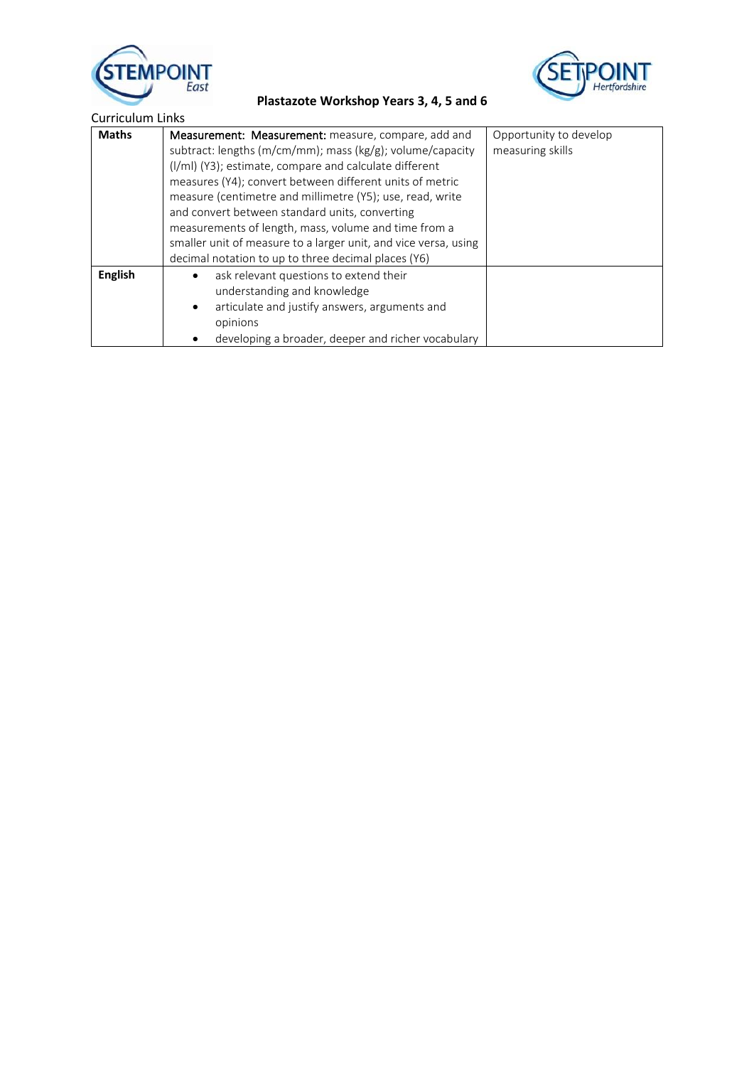**Plastazote Workshop Years 3, 4, 5 and 6**

Curriculum Links

| | | |
|---|---|---|
| **Maths** | Measurement: Measurement: measure, compare, add and subtract: lengths (m/cm/mm); mass (kg/g); volume/capacity (l/ml) (Y3); estimate, compare and calculate different measures (Y4); convert between different units of metric measure (centimetre and millimetre (Y5); use, read, write and convert between standard units, converting measurements of length, mass, volume and time from a smaller unit of measure to a larger unit, and vice versa, using decimal notation to up to three decimal places (Y6) | Opportunity to develop measuring skills |
| **English** | • ask relevant questions to extend their understanding and knowledge<br>• articulate and justify answers, arguments and opinions<br>• developing a broader, deeper and richer vocabulary | |